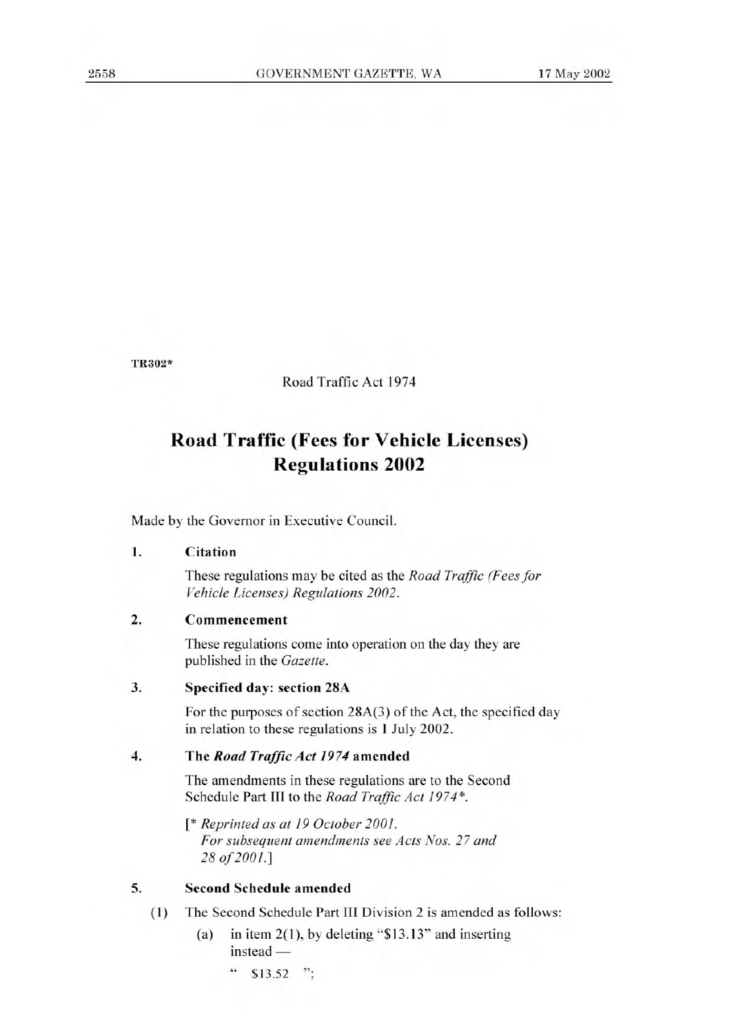TR302*

Road Traffic Act 1974

# Road Traffic (Fees for Vehicle Licenses) Regulations 2002

Made by the Governor in Executive Council.

**1. Citation**

These regulations may be cited as the *Road Traffic (Fees for Vehicle Licenses) Regulations 2002*.

**2. Commencement**

These regulations come into operation on the day they are published in the *Gazette*.

**3. Specified day: section 28A**

For the purposes of section 28A(3) of the Act, the specified day in relation to these regulations is 1 July 2002.

**4. The *Road Traffic Act 1974* amended**

The amendments in these regulations are to the Second Schedule Part III to the *Road Traffic Act 1974*\*.

[\* *Reprinted as at 19 October 2001. For subsequent amendments see Acts Nos. 27 and 28 of 2001.*]

**5. Second Schedule amended**

(1) The Second Schedule Part III Division 2 is amended as follows:

(a) in item 2(1), by deleting "$13.13" and inserting instead —

" $13.52 ";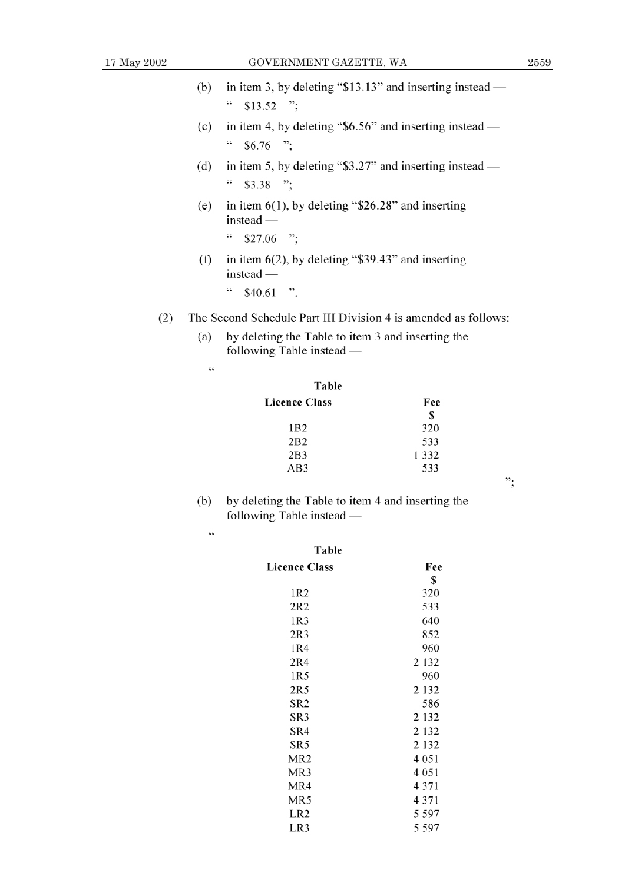(b) in item 3, by deleting "$13.13" and inserting instead —

" $13.52 ";

(c) in item 4, by deleting "$6.56" and inserting instead —

" $6.76 ";

(d) in item 5, by deleting "$3.27" and inserting instead —

" $3.38 ";

(e) in item 6(1), by deleting "$26.28" and inserting instead —

" $27.06 ";

(f) in item 6(2), by deleting "$39.43" and inserting instead —

" $40.61 ".

(2) The Second Schedule Part III Division 4 is amended as follows:

(a) by deleting the Table to item 3 and inserting the following Table instead —

"

**Table**

| Licence Class | Fee $ |
|---|---|
| 1B2 | 320 |
| 2B2 | 533 |
| 2B3 | 1 332 |
| AB3 | 533 |

";

(b) by deleting the Table to item 4 and inserting the following Table instead —

"

**Table**

| Licence Class | Fee $ |
|---|---|
| 1R2 | 320 |
| 2R2 | 533 |
| 1R3 | 640 |
| 2R3 | 852 |
| 1R4 | 960 |
| 2R4 | 2 132 |
| 1R5 | 960 |
| 2R5 | 2 132 |
| SR2 | 586 |
| SR3 | 2 132 |
| SR4 | 2 132 |
| SR5 | 2 132 |
| MR2 | 4 051 |
| MR3 | 4 051 |
| MR4 | 4 371 |
| MR5 | 4 371 |
| LR2 | 5 597 |
| LR3 | 5 597 |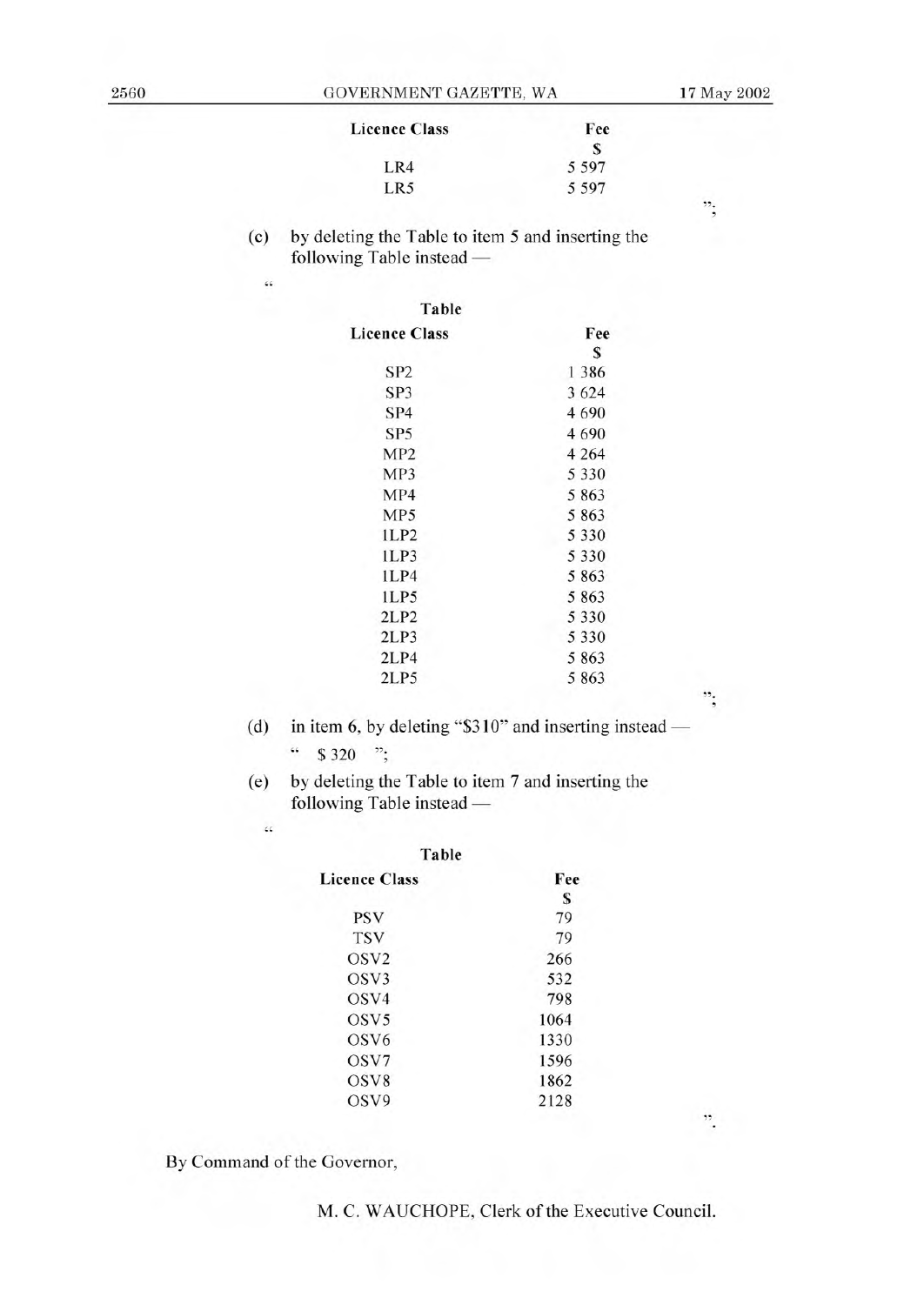| Licence Class | Fee $ |
|---|---|
| LR4 | 5 597 |
| LR5 | 5 597 |

";

(c) by deleting the Table to item 5 and inserting the following Table instead —

"

**Table**

| Licence Class | Fee $ |
|---|---|
| SP2 | 1 386 |
| SP3 | 3 624 |
| SP4 | 4 690 |
| SP5 | 4 690 |
| MP2 | 4 264 |
| MP3 | 5 330 |
| MP4 | 5 863 |
| MP5 | 5 863 |
| 1LP2 | 5 330 |
| 1LP3 | 5 330 |
| 1LP4 | 5 863 |
| 1LP5 | 5 863 |
| 2LP2 | 5 330 |
| 2LP3 | 5 330 |
| 2LP4 | 5 863 |
| 2LP5 | 5 863 |

";

(d) in item 6, by deleting "$310" and inserting instead —

" $ 320 ";

(e) by deleting the Table to item 7 and inserting the following Table instead —

"

**Table**

| Licence Class | Fee $ |
|---|---|
| PSV | 79 |
| TSV | 79 |
| OSV2 | 266 |
| OSV3 | 532 |
| OSV4 | 798 |
| OSV5 | 1064 |
| OSV6 | 1330 |
| OSV7 | 1596 |
| OSV8 | 1862 |
| OSV9 | 2128 |

".

By Command of the Governor,

M. C. WAUCHOPE, Clerk of the Executive Council.